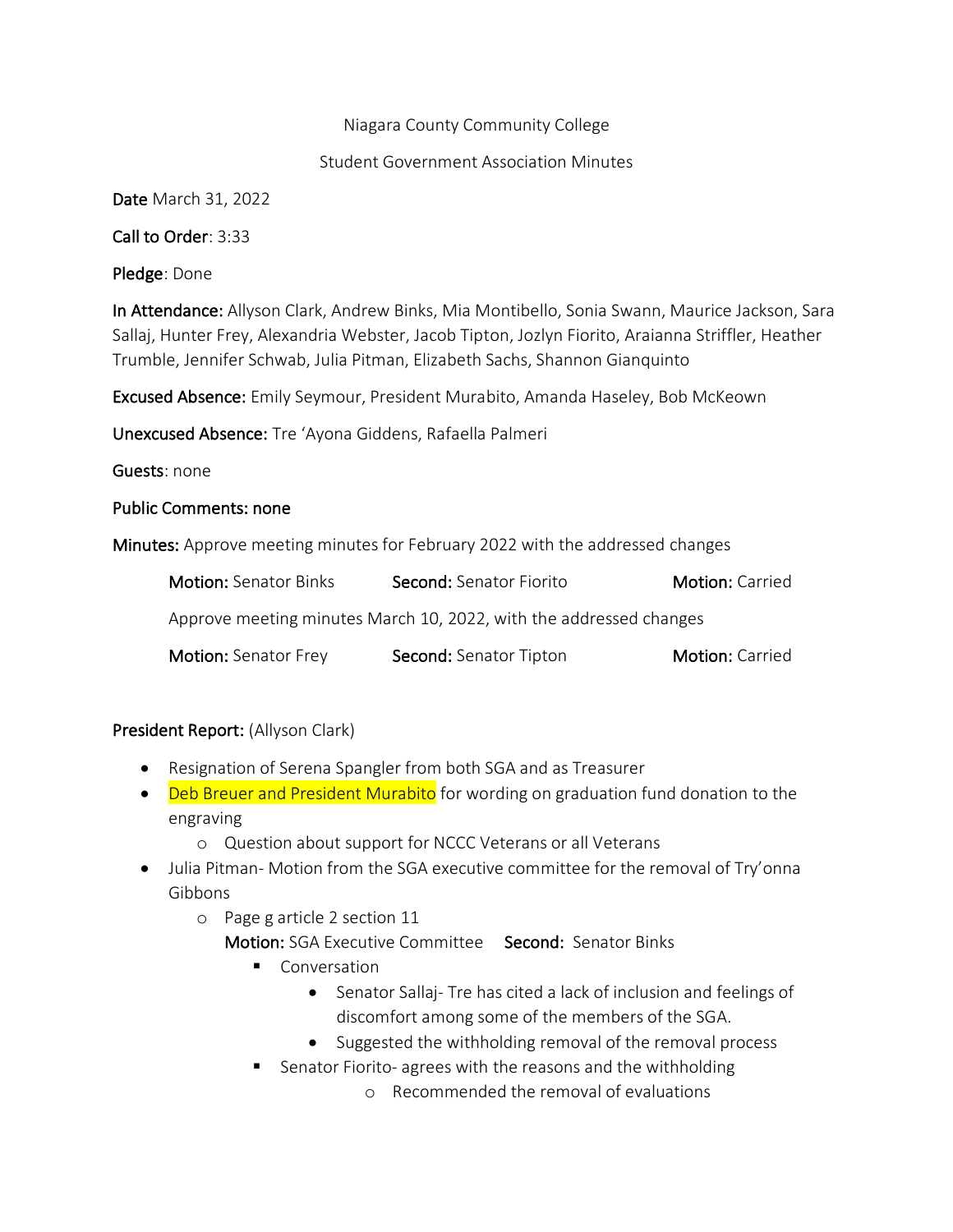Niagara County Community College

Student Government Association Minutes

**Date** March 31, 2022

**Call to Order**: 3:33

**Pledge**: Done

**In Attendance:** Allyson Clark, Andrew Binks, Mia Montibello, Sonia Swann, Maurice Jackson, Sara Sallaj, Hunter Frey, Alexandria Webster, Jacob Tipton, Jozlyn Fiorito, Araianna Striffler, Heather Trumble, Jennifer Schwab, Julia Pitman, Elizabeth Sachs, Shannon Gianquinto

**Excused Absence:** Emily Seymour, President Murabito, Amanda Haseley, Bob McKeown

**Unexcused Absence:** Tre 'Ayona Giddens, Rafaella Palmeri

**Guests**: none

**Public Comments: none**

**Minutes:** Approve meeting minutes for February 2022 with the addressed changes

**Motion:** Senator Binks **Second:** Senator Fiorito **Motion:** Carried

Approve meeting minutes March 10, 2022, with the addressed changes

**Motion:** Senator Frey **Second:** Senator Tipton **Motion:** Carried

**President Report:** (Allyson Clark)

- Resignation of Serena Spangler from both SGA and as Treasurer
- Deb Breuer and President Murabito for wording on graduation fund donation to the engraving
    - Question about support for NCCC Veterans or all Veterans
- Julia Pitman- Motion from the SGA executive committee for the removal of Try'onna Gibbons
    - Page g article 2 section 11
      **Motion:** SGA Executive Committee **Second:** Senator Binks
        - Conversation
            - Senator Sallaj- Tre has cited a lack of inclusion and feelings of discomfort among some of the members of the SGA.
            - Suggested the withholding removal of the removal process
        - Senator Fiorito- agrees with the reasons and the withholding
            - Recommended the removal of evaluations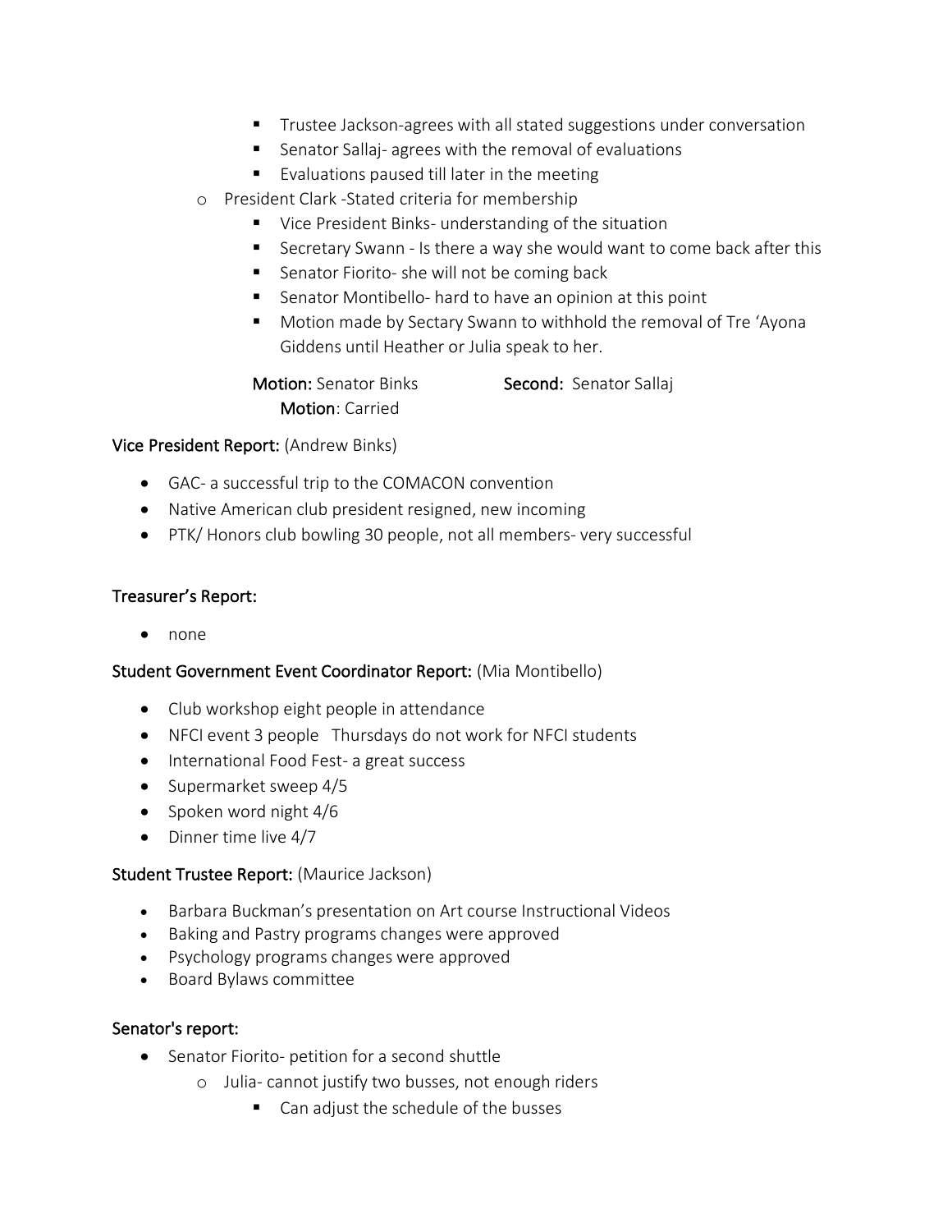- Trustee Jackson-agrees with all stated suggestions under conversation
      - Senator Sallaj- agrees with the removal of evaluations
      - Evaluations paused till later in the meeting
  - President Clark -Stated criteria for membership
      - Vice President Binks- understanding of the situation
      - Secretary Swann - Is there a way she would want to come back after this
      - Senator Fiorito- she will not be coming back
      - Senator Montibello- hard to have an opinion at this point
      - Motion made by Sectary Swann to withhold the removal of Tre 'Ayona Giddens until Heather or Julia speak to her.

**Motion:** Senator Binks **Second:** Senator Sallaj
**Motion**: Carried

**Vice President Report:** (Andrew Binks)

- GAC- a successful trip to the COMACON convention
- Native American club president resigned, new incoming
- PTK/ Honors club bowling 30 people, not all members- very successful

**Treasurer's Report:**

- none

**Student Government Event Coordinator Report:** (Mia Montibello)

- Club workshop eight people in attendance
- NFCI event 3 people Thursdays do not work for NFCI students
- International Food Fest- a great success
- Supermarket sweep 4/5
- Spoken word night 4/6
- Dinner time live 4/7

**Student Trustee Report:** (Maurice Jackson)

- Barbara Buckman's presentation on Art course Instructional Videos
- Baking and Pastry programs changes were approved
- Psychology programs changes were approved
- Board Bylaws committee

**Senator's report:**

- Senator Fiorito- petition for a second shuttle
  - Julia- cannot justify two busses, not enough riders
      - Can adjust the schedule of the busses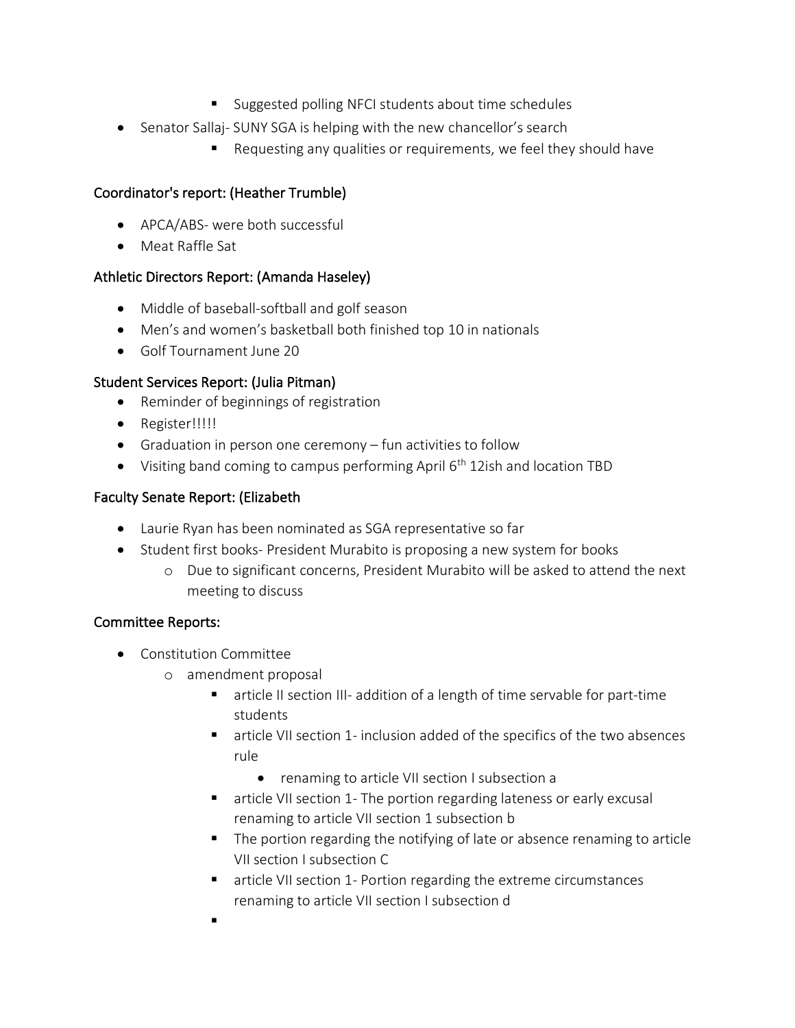- Suggested polling NFCI students about time schedules
- Senator Sallaj- SUNY SGA is helping with the new chancellor's search
        - Requesting any qualities or requirements, we feel they should have

### Coordinator's report: (Heather Trumble)

- APCA/ABS- were both successful
- Meat Raffle Sat

### Athletic Directors Report: (Amanda Haseley)

- Middle of baseball-softball and golf season
- Men's and women's basketball both finished top 10 in nationals
- Golf Tournament June 20

### Student Services Report: (Julia Pitman)

- Reminder of beginnings of registration
- Register!!!!!
- Graduation in person one ceremony – fun activities to follow
- Visiting band coming to campus performing April 6th 12ish and location TBD

### Faculty Senate Report: (Elizabeth

- Laurie Ryan has been nominated as SGA representative so far
- Student first books- President Murabito is proposing a new system for books
    - Due to significant concerns, President Murabito will be asked to attend the next meeting to discuss

### Committee Reports:

- Constitution Committee
    - amendment proposal
        - article II section III- addition of a length of time servable for part-time students
        - article VII section 1- inclusion added of the specifics of the two absences rule
            - renaming to article VII section I subsection a
        - article VII section 1- The portion regarding lateness or early excusal renaming to article VII section 1 subsection b
        - The portion regarding the notifying of late or absence renaming to article VII section I subsection C
        - article VII section 1- Portion regarding the extreme circumstances renaming to article VII section I subsection d
        -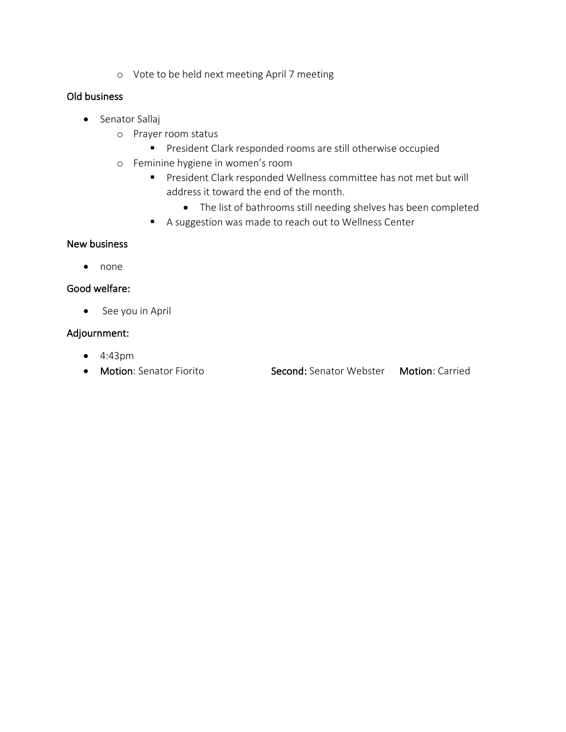- Vote to be held next meeting April 7 meeting

### Old business

- Senator Sallaj
    - Prayer room status
        - President Clark responded rooms are still otherwise occupied
    - Feminine hygiene in women's room
        - President Clark responded Wellness committee has not met but will address it toward the end of the month.
            - The list of bathrooms still needing shelves has been completed
        - A suggestion was made to reach out to Wellness Center

### New business

- none

### Good welfare:

- See you in April

### Adjournment:

- 4:43pm
- **Motion**: Senator Fiorito **Second:** Senator Webster **Motion**: Carried